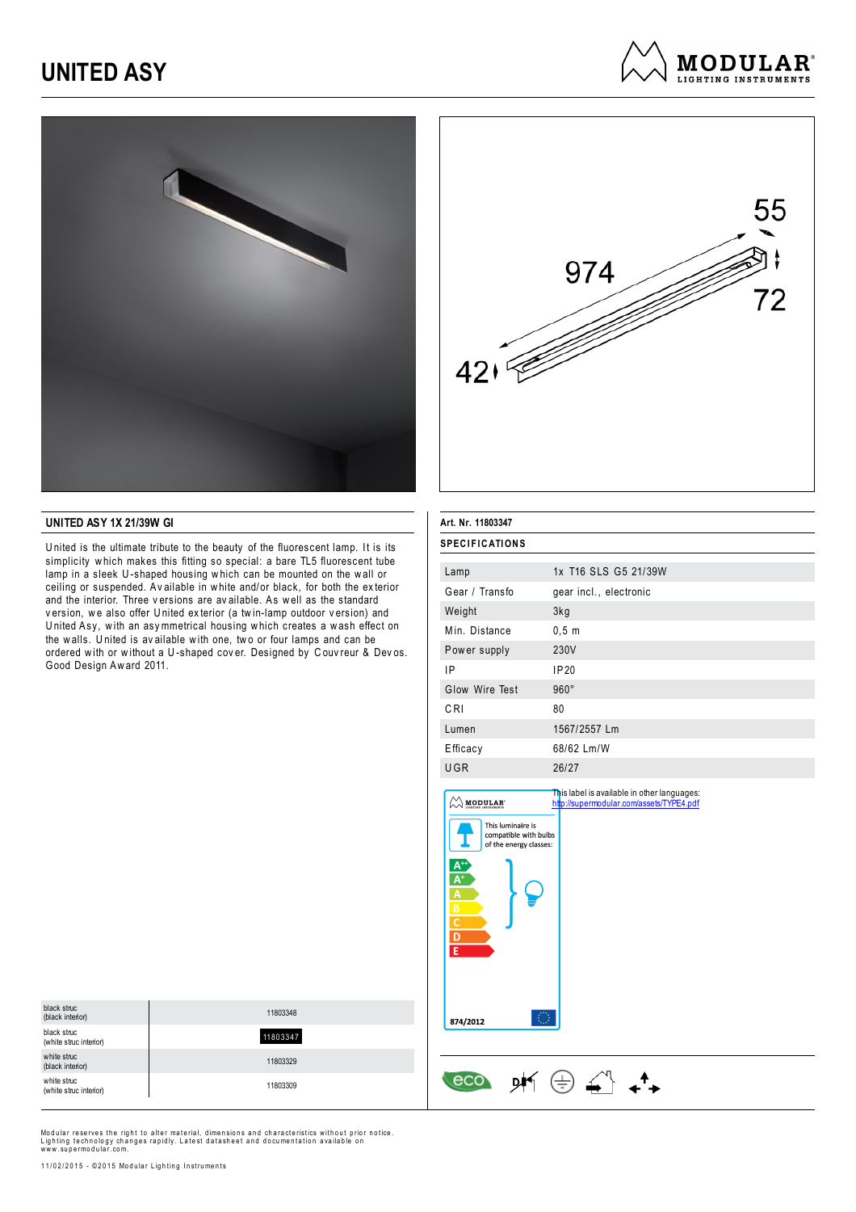# UNITED ASY

MODULAR LIGHTING INSTRUMENTS

974

55

72

42

## UNITED ASY 1X 21/39W GI

United is the ultimate tribute to the beauty of the fluorescent lamp. It is its simplicity which makes this fitting so special: a bare TL5 fluorescent tube lamp in a sleek U-shaped housing which can be mounted on the wall or ceiling or suspended. Available in white and/or black, for both the exterior and the interior. Three versions are available. As well as the standard version, we also offer United exterior (a twin-lamp outdoor version) and United Asy, with an asymmetrical housing which creates a wash effect on the walls. United is available with one, two or four lamps and can be ordered with or without a U-shaped cover. Designed by Couvreur & Devos. Good Design Award 2011.

| Version | Art. Nr. |
| --- | --- |
| black struc (black interior) | 11803348 |
| black struc (white struc interior) | 11803347 |
| white struc (black interior) | 11803329 |
| white struc (white struc interior) | 11803309 |

**Art. Nr. 11803347**

### SPECIFICATIONS

| | |
| --- | --- |
| Lamp | 1x T16 SLS G5 21/39W |
| Gear / Transfo | gear incl., electronic |
| Weight | 3kg |
| Min. Distance | 0,5 m |
| Power supply | 230V |
| IP | IP20 |
| Glow Wire Test | 960° |
| CRI | 80 |
| Lumen | 1567/2557 Lm |
| Efficacy | 68/62 Lm/W |
| UGR | 26/27 |

This luminaire is compatible with bulbs of the energy classes: A++, A+, A, B, C, D, E

874/2012

This label is available in other languages:
http://supermodular.com/assets/TYPE4.pdf

Modular reserves the right to alter material, dimensions and characteristics without prior notice. Lighting technology changes rapidly. Latest datasheet and documentation available on www.supermodular.com.

11/02/2015 - ©2015 Modular Lighting Instruments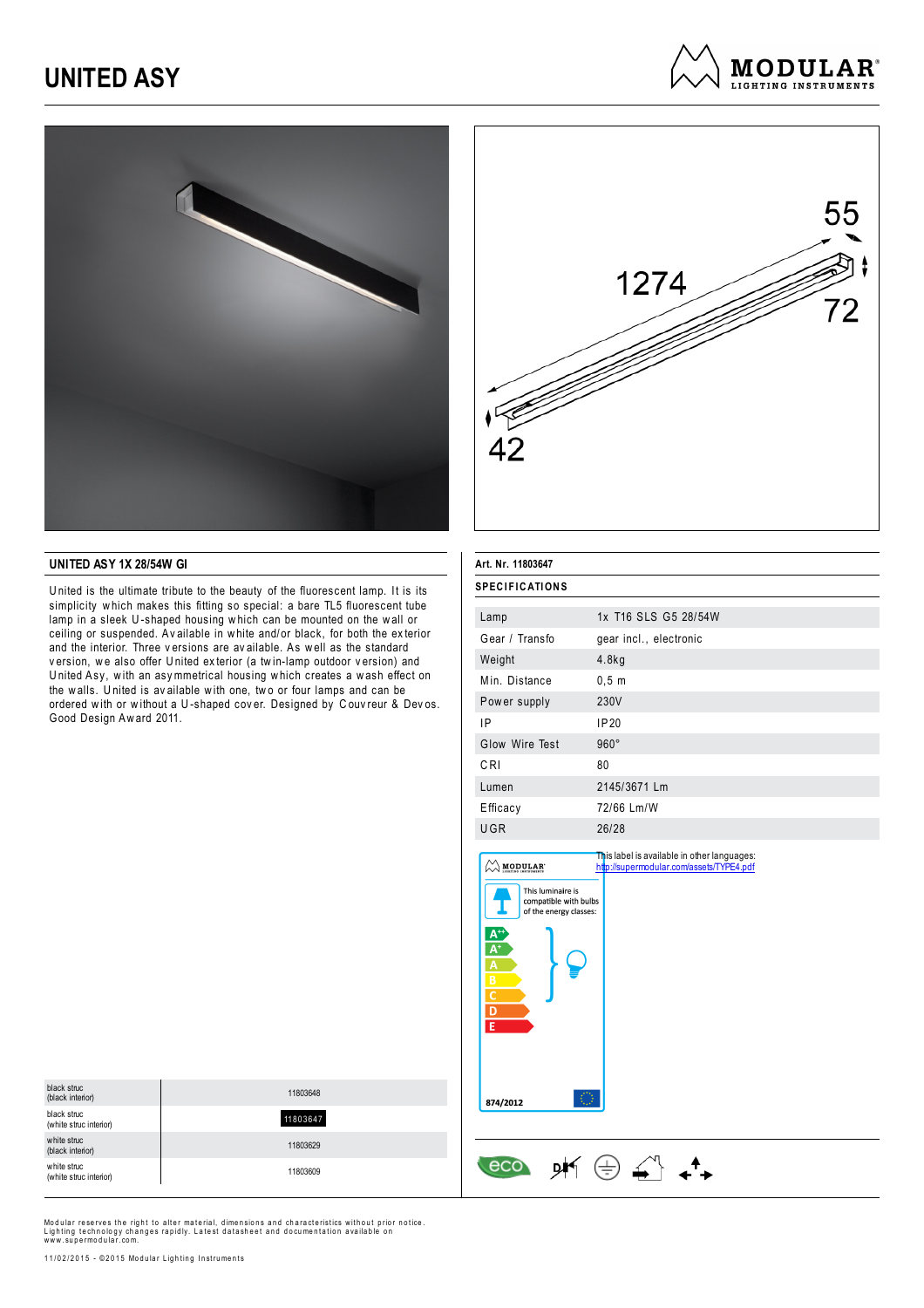# UNITED ASY

1274

55

72

42

## UNITED ASY 1X 28/54W GI

United is the ultimate tribute to the beauty of the fluorescent lamp. It is its simplicity which makes this fitting so special: a bare TL5 fluorescent tube lamp in a sleek U-shaped housing which can be mounted on the wall or ceiling or suspended. Available in white and/or black, for both the exterior and the interior. Three versions are available. As well as the standard version, we also offer United exterior (a twin-lamp outdoor version) and United Asy, with an asymmetrical housing which creates a wash effect on the walls. United is available with one, two or four lamps and can be ordered with or without a U-shaped cover. Designed by Couvreur & Devos. Good Design Award 2011.

| | |
|---|---|
| black struc (black interior) | 11803648 |
| black struc (white struc interior) | 11803647 |
| white struc (black interior) | 11803629 |
| white struc (white struc interior) | 11803609 |

**Art. Nr. 11803647**

**SPECIFICATIONS**

| | |
|---|---|
| Lamp | 1x T16 SLS G5 28/54W |
| Gear / Transfo | gear incl., electronic |
| Weight | 4.8kg |
| Min. Distance | 0,5 m |
| Power supply | 230V |
| IP | IP20 |
| Glow Wire Test | 960° |
| CRI | 80 |
| Lumen | 2145/3671 Lm |
| Efficacy | 72/66 Lm/W |
| UGR | 26/28 |

This label is available in other languages: http://supermodular.com/assets/TYPE4.pdf

This luminaire is compatible with bulbs of the energy classes:

A++
A+
A
B
C
D
E

874/2012

Modular reserves the right to alter material, dimensions and characteristics without prior notice. Lighting technology changes rapidly. Latest datasheet and documentation available on www.supermodular.com.

11/02/2015 - ©2015 Modular Lighting Instruments